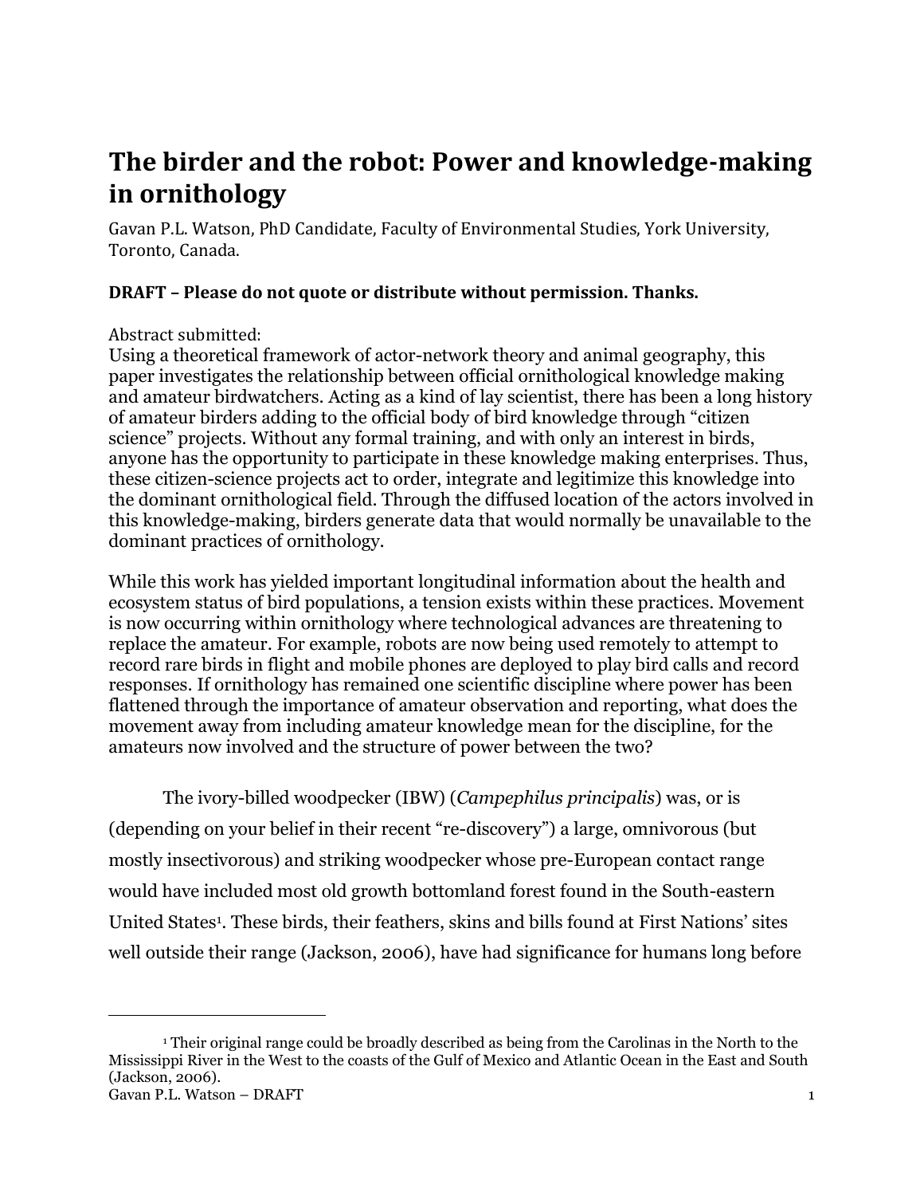# The birder and the robot: Power and knowledge-making in ornithology

Gavan P.L. Watson, PhD Candidate, Faculty of Environmental Studies, York University, Toronto, Canada.

**DRAFT – Please do not quote or distribute without permission. Thanks.**

Abstract submitted:
Using a theoretical framework of actor-network theory and animal geography, this paper investigates the relationship between official ornithological knowledge making and amateur birdwatchers. Acting as a kind of lay scientist, there has been a long history of amateur birders adding to the official body of bird knowledge through "citizen science" projects. Without any formal training, and with only an interest in birds, anyone has the opportunity to participate in these knowledge making enterprises. Thus, these citizen-science projects act to order, integrate and legitimize this knowledge into the dominant ornithological field. Through the diffused location of the actors involved in this knowledge-making, birders generate data that would normally be unavailable to the dominant practices of ornithology.

While this work has yielded important longitudinal information about the health and ecosystem status of bird populations, a tension exists within these practices. Movement is now occurring within ornithology where technological advances are threatening to replace the amateur. For example, robots are now being used remotely to attempt to record rare birds in flight and mobile phones are deployed to play bird calls and record responses. If ornithology has remained one scientific discipline where power has been flattened through the importance of amateur observation and reporting, what does the movement away from including amateur knowledge mean for the discipline, for the amateurs now involved and the structure of power between the two?

The ivory-billed woodpecker (IBW) (*Campephilus principalis*) was, or is (depending on your belief in their recent "re-discovery") a large, omnivorous (but mostly insectivorous) and striking woodpecker whose pre-European contact range would have included most old growth bottomland forest found in the South-eastern United States[1]. These birds, their feathers, skins and bills found at First Nations' sites well outside their range (Jackson, 2006), have had significance for humans long before

[1] Their original range could be broadly described as being from the Carolinas in the North to the Mississippi River in the West to the coasts of the Gulf of Mexico and Atlantic Ocean in the East and South (Jackson, 2006).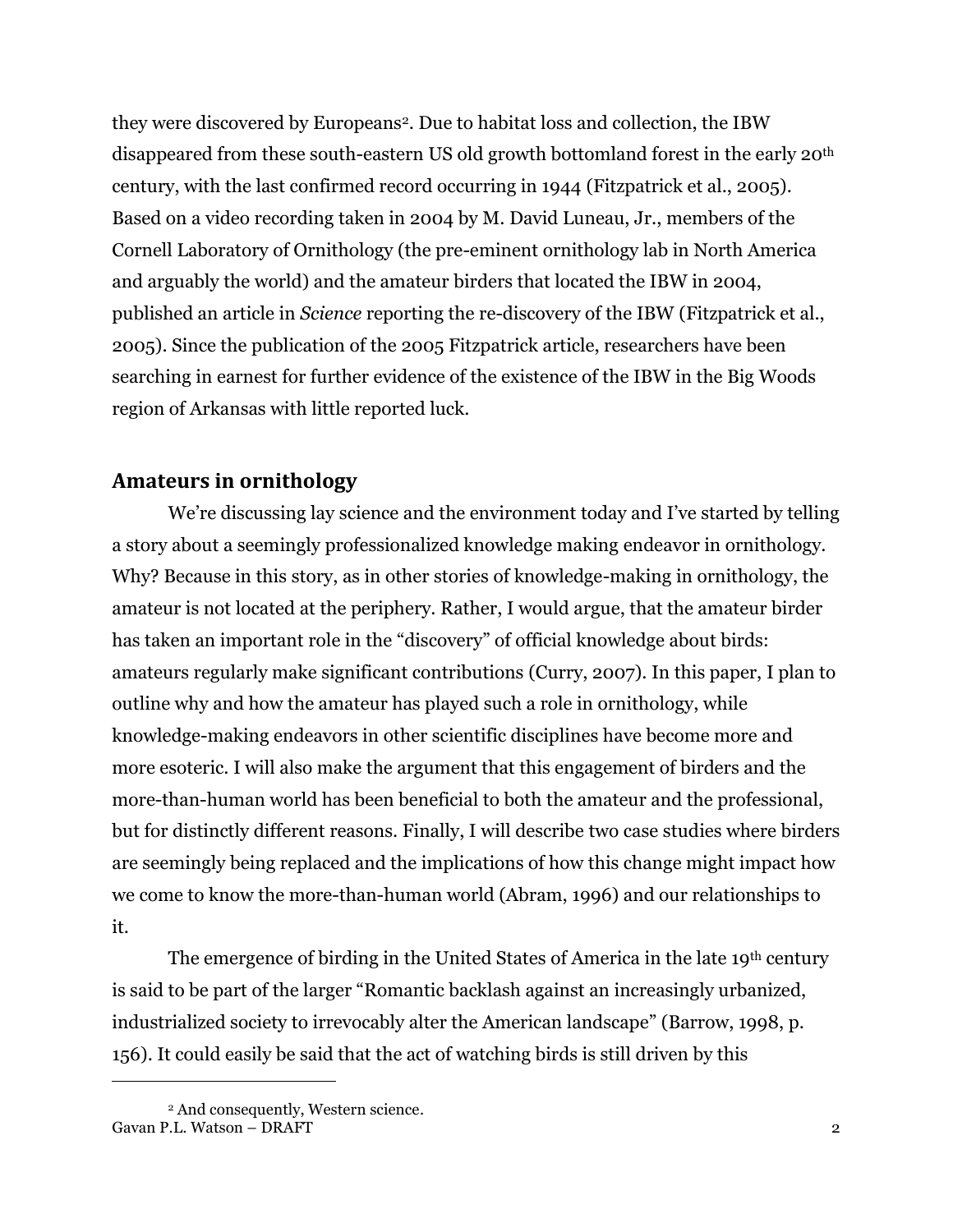they were discovered by Europeans[2]. Due to habitat loss and collection, the IBW disappeared from these south-eastern US old growth bottomland forest in the early 20th century, with the last confirmed record occurring in 1944 (Fitzpatrick et al., 2005). Based on a video recording taken in 2004 by M. David Luneau, Jr., members of the Cornell Laboratory of Ornithology (the pre-eminent ornithology lab in North America and arguably the world) and the amateur birders that located the IBW in 2004, published an article in *Science* reporting the re-discovery of the IBW (Fitzpatrick et al., 2005). Since the publication of the 2005 Fitzpatrick article, researchers have been searching in earnest for further evidence of the existence of the IBW in the Big Woods region of Arkansas with little reported luck.

## Amateurs in ornithology

We're discussing lay science and the environment today and I've started by telling a story about a seemingly professionalized knowledge making endeavor in ornithology. Why? Because in this story, as in other stories of knowledge-making in ornithology, the amateur is not located at the periphery. Rather, I would argue, that the amateur birder has taken an important role in the "discovery" of official knowledge about birds: amateurs regularly make significant contributions (Curry, 2007). In this paper, I plan to outline why and how the amateur has played such a role in ornithology, while knowledge-making endeavors in other scientific disciplines have become more and more esoteric. I will also make the argument that this engagement of birders and the more-than-human world has been beneficial to both the amateur and the professional, but for distinctly different reasons. Finally, I will describe two case studies where birders are seemingly being replaced and the implications of how this change might impact how we come to know the more-than-human world (Abram, 1996) and our relationships to it.

The emergence of birding in the United States of America in the late 19th century is said to be part of the larger "Romantic backlash against an increasingly urbanized, industrialized society to irrevocably alter the American landscape" (Barrow, 1998, p. 156). It could easily be said that the act of watching birds is still driven by this

[2] And consequently, Western science.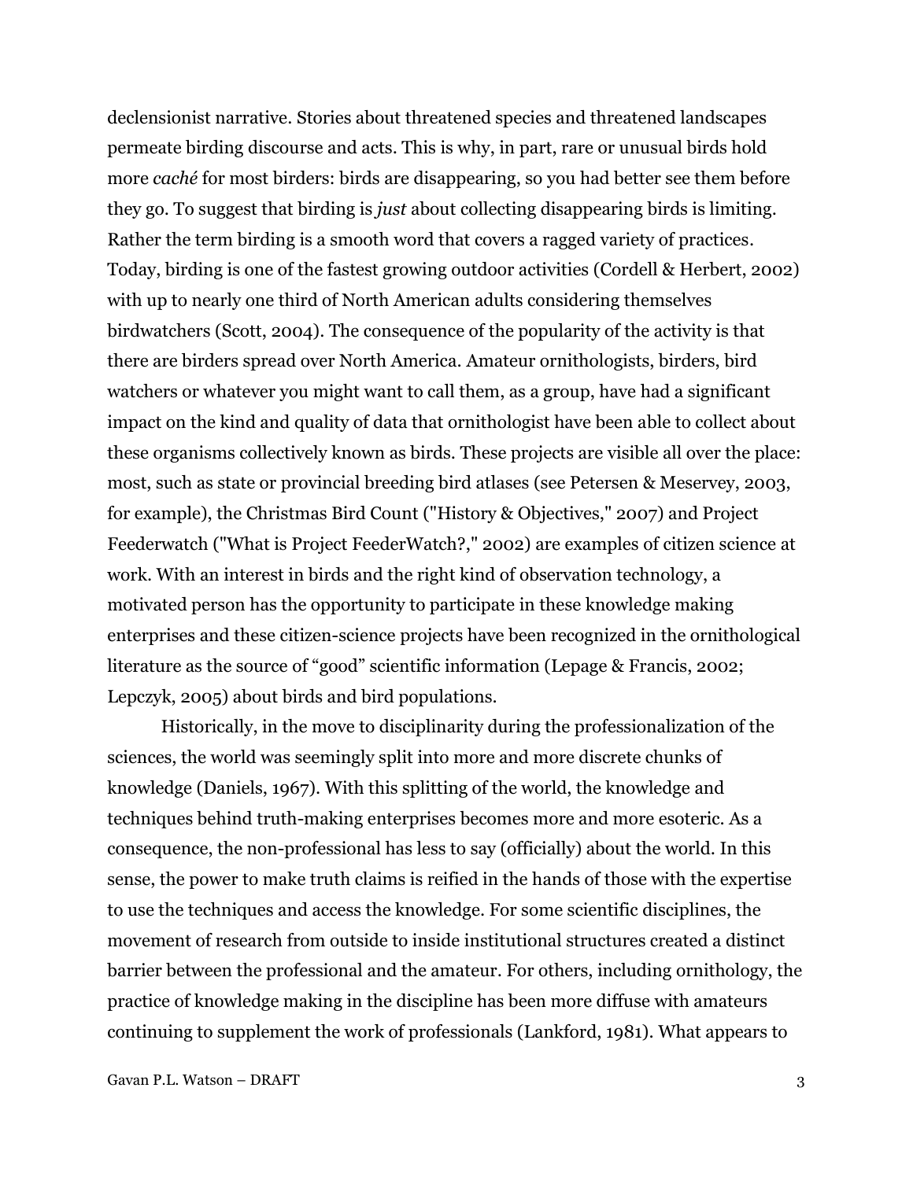declensionist narrative. Stories about threatened species and threatened landscapes permeate birding discourse and acts. This is why, in part, rare or unusual birds hold more *caché* for most birders: birds are disappearing, so you had better see them before they go. To suggest that birding is *just* about collecting disappearing birds is limiting. Rather the term birding is a smooth word that covers a ragged variety of practices. Today, birding is one of the fastest growing outdoor activities (Cordell & Herbert, 2002) with up to nearly one third of North American adults considering themselves birdwatchers (Scott, 2004). The consequence of the popularity of the activity is that there are birders spread over North America. Amateur ornithologists, birders, bird watchers or whatever you might want to call them, as a group, have had a significant impact on the kind and quality of data that ornithologist have been able to collect about these organisms collectively known as birds. These projects are visible all over the place: most, such as state or provincial breeding bird atlases (see Petersen & Meservey, 2003, for example), the Christmas Bird Count ("History & Objectives," 2007) and Project Feederwatch ("What is Project FeederWatch?," 2002) are examples of citizen science at work. With an interest in birds and the right kind of observation technology, a motivated person has the opportunity to participate in these knowledge making enterprises and these citizen-science projects have been recognized in the ornithological literature as the source of "good" scientific information (Lepage & Francis, 2002; Lepczyk, 2005) about birds and bird populations.

Historically, in the move to disciplinarity during the professionalization of the sciences, the world was seemingly split into more and more discrete chunks of knowledge (Daniels, 1967). With this splitting of the world, the knowledge and techniques behind truth-making enterprises becomes more and more esoteric. As a consequence, the non-professional has less to say (officially) about the world. In this sense, the power to make truth claims is reified in the hands of those with the expertise to use the techniques and access the knowledge. For some scientific disciplines, the movement of research from outside to inside institutional structures created a distinct barrier between the professional and the amateur. For others, including ornithology, the practice of knowledge making in the discipline has been more diffuse with amateurs continuing to supplement the work of professionals (Lankford, 1981). What appears to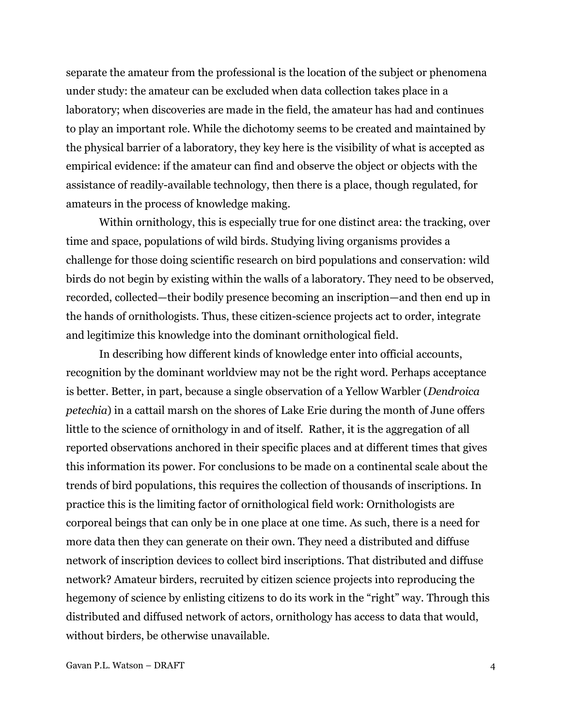separate the amateur from the professional is the location of the subject or phenomena under study: the amateur can be excluded when data collection takes place in a laboratory; when discoveries are made in the field, the amateur has had and continues to play an important role. While the dichotomy seems to be created and maintained by the physical barrier of a laboratory, they key here is the visibility of what is accepted as empirical evidence: if the amateur can find and observe the object or objects with the assistance of readily-available technology, then there is a place, though regulated, for amateurs in the process of knowledge making.

Within ornithology, this is especially true for one distinct area: the tracking, over time and space, populations of wild birds. Studying living organisms provides a challenge for those doing scientific research on bird populations and conservation: wild birds do not begin by existing within the walls of a laboratory. They need to be observed, recorded, collected—their bodily presence becoming an inscription—and then end up in the hands of ornithologists. Thus, these citizen-science projects act to order, integrate and legitimize this knowledge into the dominant ornithological field.

In describing how different kinds of knowledge enter into official accounts, recognition by the dominant worldview may not be the right word. Perhaps acceptance is better. Better, in part, because a single observation of a Yellow Warbler (*Dendroica petechia*) in a cattail marsh on the shores of Lake Erie during the month of June offers little to the science of ornithology in and of itself. Rather, it is the aggregation of all reported observations anchored in their specific places and at different times that gives this information its power. For conclusions to be made on a continental scale about the trends of bird populations, this requires the collection of thousands of inscriptions. In practice this is the limiting factor of ornithological field work: Ornithologists are corporeal beings that can only be in one place at one time. As such, there is a need for more data then they can generate on their own. They need a distributed and diffuse network of inscription devices to collect bird inscriptions. That distributed and diffuse network? Amateur birders, recruited by citizen science projects into reproducing the hegemony of science by enlisting citizens to do its work in the "right" way. Through this distributed and diffused network of actors, ornithology has access to data that would, without birders, be otherwise unavailable.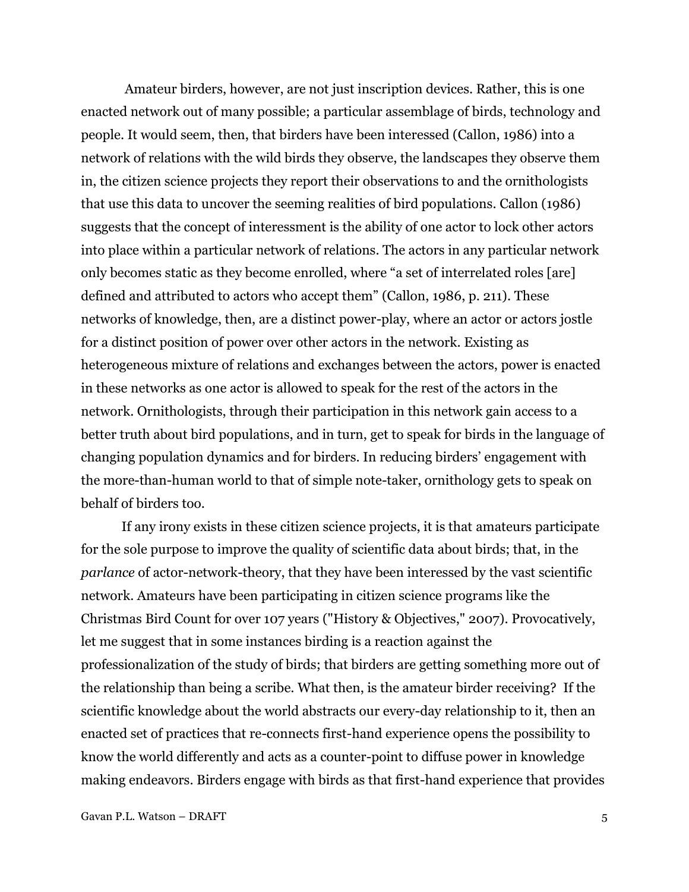Amateur birders, however, are not just inscription devices. Rather, this is one enacted network out of many possible; a particular assemblage of birds, technology and people. It would seem, then, that birders have been interessed (Callon, 1986) into a network of relations with the wild birds they observe, the landscapes they observe them in, the citizen science projects they report their observations to and the ornithologists that use this data to uncover the seeming realities of bird populations. Callon (1986) suggests that the concept of interessment is the ability of one actor to lock other actors into place within a particular network of relations. The actors in any particular network only becomes static as they become enrolled, where "a set of interrelated roles [are] defined and attributed to actors who accept them" (Callon, 1986, p. 211). These networks of knowledge, then, are a distinct power-play, where an actor or actors jostle for a distinct position of power over other actors in the network. Existing as heterogeneous mixture of relations and exchanges between the actors, power is enacted in these networks as one actor is allowed to speak for the rest of the actors in the network. Ornithologists, through their participation in this network gain access to a better truth about bird populations, and in turn, get to speak for birds in the language of changing population dynamics and for birders. In reducing birders' engagement with the more-than-human world to that of simple note-taker, ornithology gets to speak on behalf of birders too.

If any irony exists in these citizen science projects, it is that amateurs participate for the sole purpose to improve the quality of scientific data about birds; that, in the *parlance* of actor-network-theory, that they have been interessed by the vast scientific network. Amateurs have been participating in citizen science programs like the Christmas Bird Count for over 107 years ("History & Objectives," 2007). Provocatively, let me suggest that in some instances birding is a reaction against the professionalization of the study of birds; that birders are getting something more out of the relationship than being a scribe. What then, is the amateur birder receiving? If the scientific knowledge about the world abstracts our every-day relationship to it, then an enacted set of practices that re-connects first-hand experience opens the possibility to know the world differently and acts as a counter-point to diffuse power in knowledge making endeavors. Birders engage with birds as that first-hand experience that provides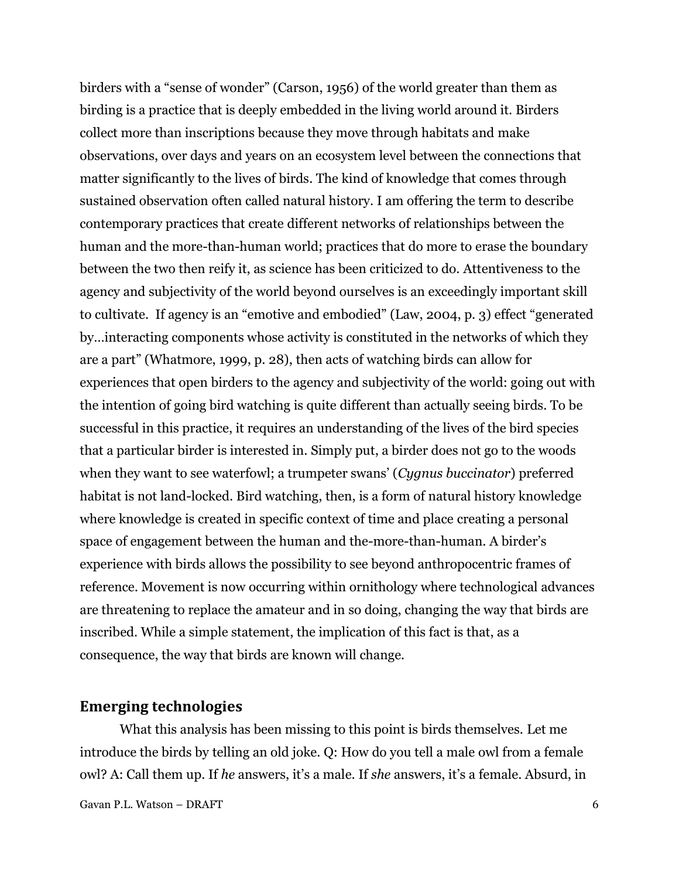birders with a "sense of wonder" (Carson, 1956) of the world greater than them as birding is a practice that is deeply embedded in the living world around it. Birders collect more than inscriptions because they move through habitats and make observations, over days and years on an ecosystem level between the connections that matter significantly to the lives of birds. The kind of knowledge that comes through sustained observation often called natural history. I am offering the term to describe contemporary practices that create different networks of relationships between the human and the more-than-human world; practices that do more to erase the boundary between the two then reify it, as science has been criticized to do. Attentiveness to the agency and subjectivity of the world beyond ourselves is an exceedingly important skill to cultivate.  If agency is an "emotive and embodied" (Law, 2004, p. 3) effect "generated by…interacting components whose activity is constituted in the networks of which they are a part" (Whatmore, 1999, p. 28), then acts of watching birds can allow for experiences that open birders to the agency and subjectivity of the world: going out with the intention of going bird watching is quite different than actually seeing birds. To be successful in this practice, it requires an understanding of the lives of the bird species that a particular birder is interested in. Simply put, a birder does not go to the woods when they want to see waterfowl; a trumpeter swans' (*Cygnus buccinator*) preferred habitat is not land-locked. Bird watching, then, is a form of natural history knowledge where knowledge is created in specific context of time and place creating a personal space of engagement between the human and the-more-than-human. A birder's experience with birds allows the possibility to see beyond anthropocentric frames of reference. Movement is now occurring within ornithology where technological advances are threatening to replace the amateur and in so doing, changing the way that birds are inscribed. While a simple statement, the implication of this fact is that, as a consequence, the way that birds are known will change.

## Emerging technologies

What this analysis has been missing to this point is birds themselves. Let me introduce the birds by telling an old joke. Q: How do you tell a male owl from a female owl? A: Call them up. If *he* answers, it's a male. If *she* answers, it's a female. Absurd, in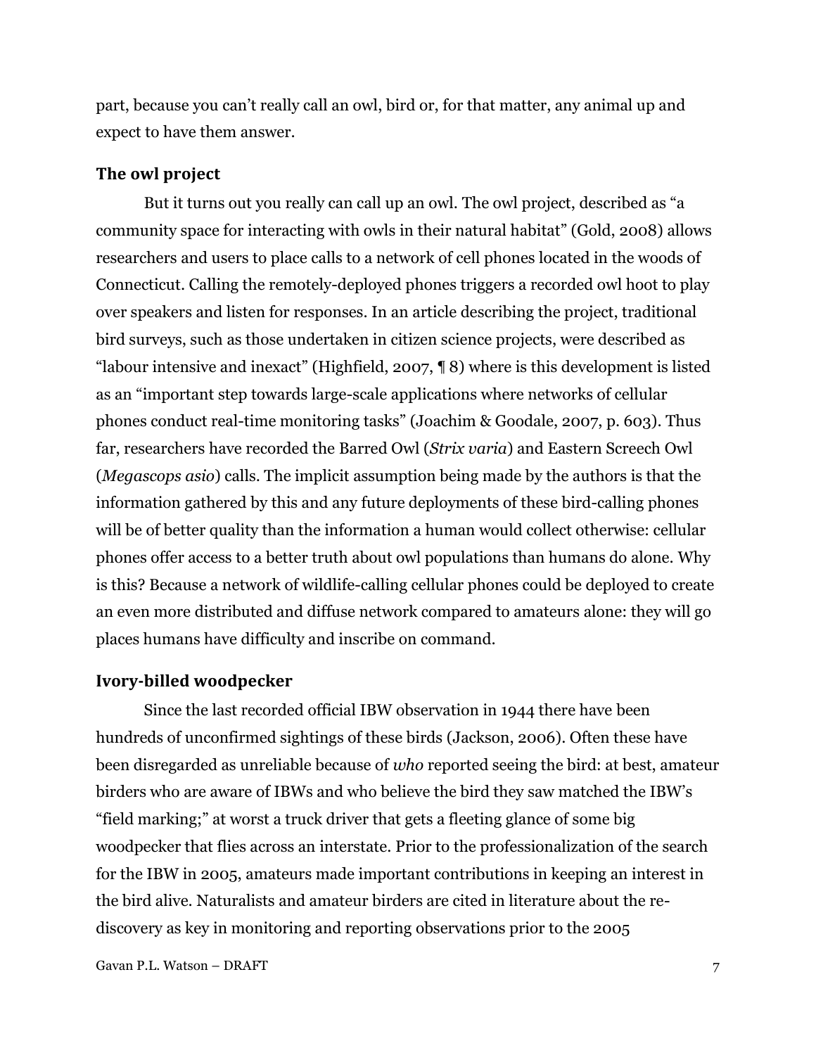part, because you can't really call an owl, bird or, for that matter, any animal up and expect to have them answer.

### The owl project

But it turns out you really can call up an owl. The owl project, described as "a community space for interacting with owls in their natural habitat" (Gold, 2008) allows researchers and users to place calls to a network of cell phones located in the woods of Connecticut. Calling the remotely-deployed phones triggers a recorded owl hoot to play over speakers and listen for responses. In an article describing the project, traditional bird surveys, such as those undertaken in citizen science projects, were described as "labour intensive and inexact" (Highfield, 2007, ¶ 8) where is this development is listed as an "important step towards large-scale applications where networks of cellular phones conduct real-time monitoring tasks" (Joachim & Goodale, 2007, p. 603). Thus far, researchers have recorded the Barred Owl (*Strix varia*) and Eastern Screech Owl (*Megascops asio*) calls. The implicit assumption being made by the authors is that the information gathered by this and any future deployments of these bird-calling phones will be of better quality than the information a human would collect otherwise: cellular phones offer access to a better truth about owl populations than humans do alone. Why is this? Because a network of wildlife-calling cellular phones could be deployed to create an even more distributed and diffuse network compared to amateurs alone: they will go places humans have difficulty and inscribe on command.

### Ivory-billed woodpecker

Since the last recorded official IBW observation in 1944 there have been hundreds of unconfirmed sightings of these birds (Jackson, 2006). Often these have been disregarded as unreliable because of *who* reported seeing the bird: at best, amateur birders who are aware of IBWs and who believe the bird they saw matched the IBW's "field marking;" at worst a truck driver that gets a fleeting glance of some big woodpecker that flies across an interstate. Prior to the professionalization of the search for the IBW in 2005, amateurs made important contributions in keeping an interest in the bird alive. Naturalists and amateur birders are cited in literature about the re-discovery as key in monitoring and reporting observations prior to the 2005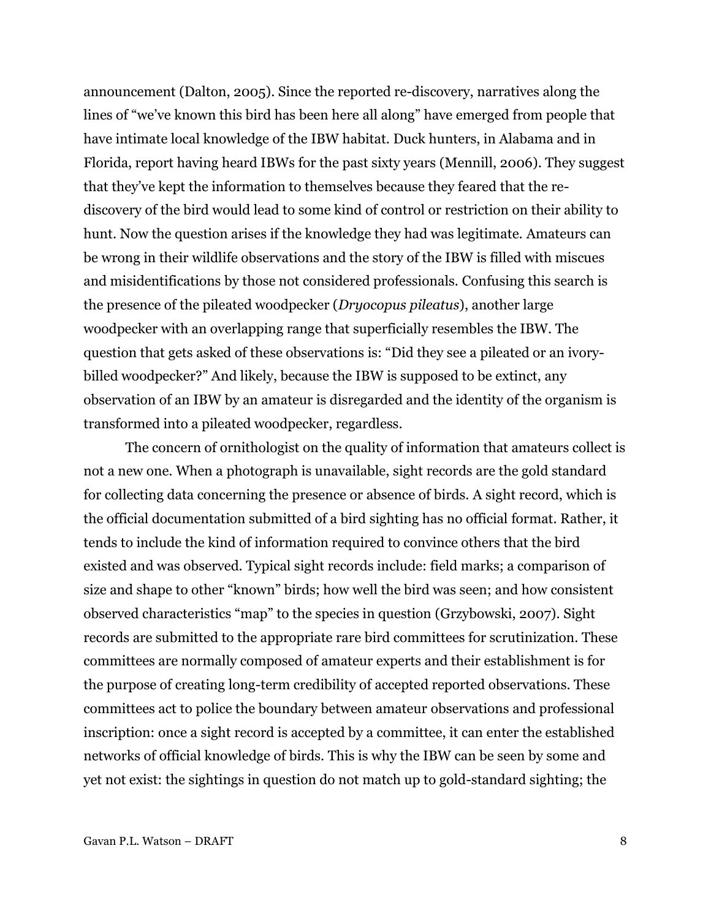announcement (Dalton, 2005). Since the reported re-discovery, narratives along the lines of "we've known this bird has been here all along" have emerged from people that have intimate local knowledge of the IBW habitat. Duck hunters, in Alabama and in Florida, report having heard IBWs for the past sixty years (Mennill, 2006). They suggest that they've kept the information to themselves because they feared that the re-discovery of the bird would lead to some kind of control or restriction on their ability to hunt. Now the question arises if the knowledge they had was legitimate. Amateurs can be wrong in their wildlife observations and the story of the IBW is filled with miscues and misidentifications by those not considered professionals. Confusing this search is the presence of the pileated woodpecker (*Dryocopus pileatus*), another large woodpecker with an overlapping range that superficially resembles the IBW. The question that gets asked of these observations is: "Did they see a pileated or an ivory-billed woodpecker?" And likely, because the IBW is supposed to be extinct, any observation of an IBW by an amateur is disregarded and the identity of the organism is transformed into a pileated woodpecker, regardless.

The concern of ornithologist on the quality of information that amateurs collect is not a new one. When a photograph is unavailable, sight records are the gold standard for collecting data concerning the presence or absence of birds. A sight record, which is the official documentation submitted of a bird sighting has no official format. Rather, it tends to include the kind of information required to convince others that the bird existed and was observed. Typical sight records include: field marks; a comparison of size and shape to other "known" birds; how well the bird was seen; and how consistent observed characteristics "map" to the species in question (Grzybowski, 2007). Sight records are submitted to the appropriate rare bird committees for scrutinization. These committees are normally composed of amateur experts and their establishment is for the purpose of creating long-term credibility of accepted reported observations. These committees act to police the boundary between amateur observations and professional inscription: once a sight record is accepted by a committee, it can enter the established networks of official knowledge of birds. This is why the IBW can be seen by some and yet not exist: the sightings in question do not match up to gold-standard sighting; the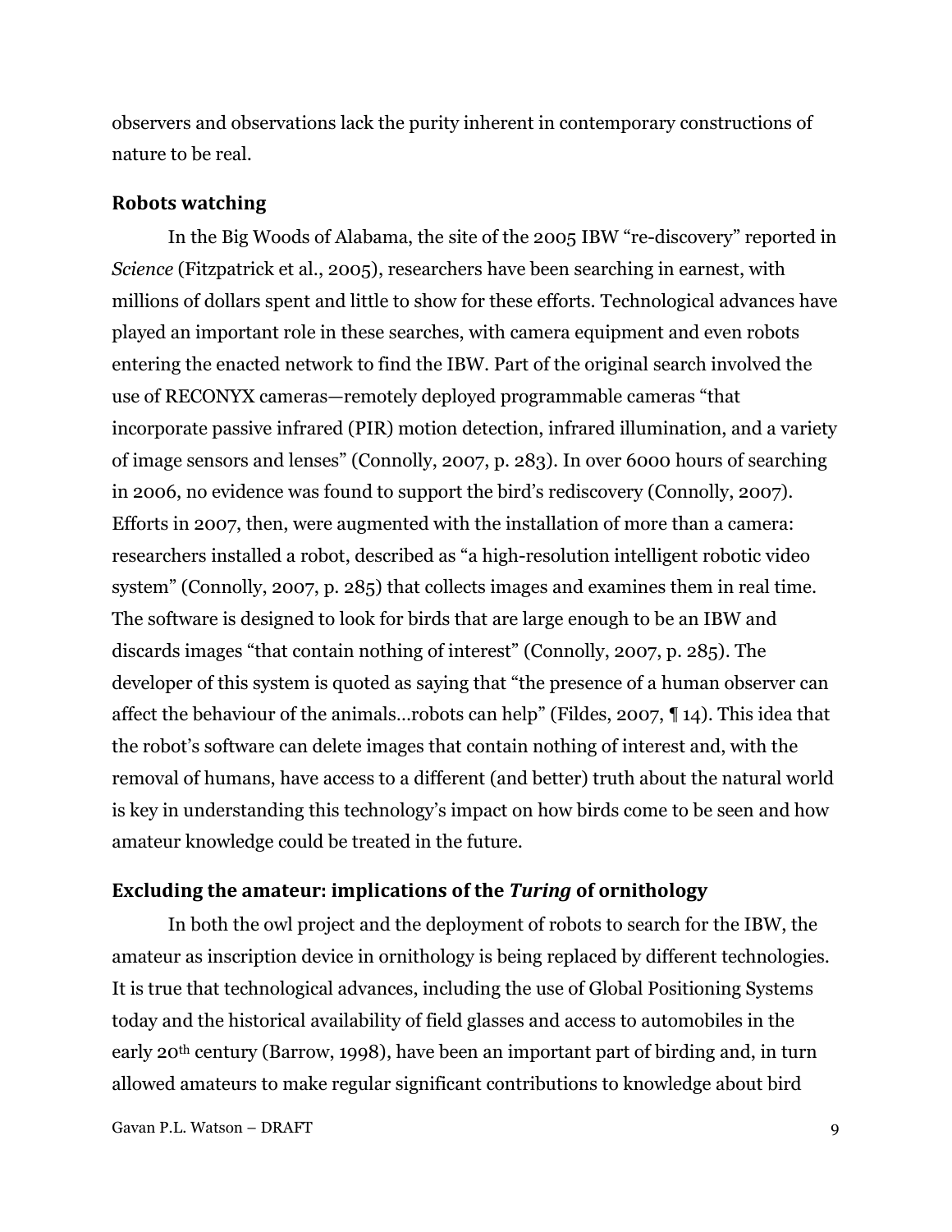observers and observations lack the purity inherent in contemporary constructions of nature to be real.

## Robots watching

In the Big Woods of Alabama, the site of the 2005 IBW "re-discovery" reported in *Science* (Fitzpatrick et al., 2005), researchers have been searching in earnest, with millions of dollars spent and little to show for these efforts. Technological advances have played an important role in these searches, with camera equipment and even robots entering the enacted network to find the IBW. Part of the original search involved the use of RECONYX cameras—remotely deployed programmable cameras "that incorporate passive infrared (PIR) motion detection, infrared illumination, and a variety of image sensors and lenses" (Connolly, 2007, p. 283). In over 6000 hours of searching in 2006, no evidence was found to support the bird's rediscovery (Connolly, 2007). Efforts in 2007, then, were augmented with the installation of more than a camera: researchers installed a robot, described as "a high-resolution intelligent robotic video system" (Connolly, 2007, p. 285) that collects images and examines them in real time. The software is designed to look for birds that are large enough to be an IBW and discards images "that contain nothing of interest" (Connolly, 2007, p. 285). The developer of this system is quoted as saying that "the presence of a human observer can affect the behaviour of the animals…robots can help" (Fildes, 2007, ¶ 14). This idea that the robot's software can delete images that contain nothing of interest and, with the removal of humans, have access to a different (and better) truth about the natural world is key in understanding this technology's impact on how birds come to be seen and how amateur knowledge could be treated in the future.

## Excluding the amateur: implications of the *Turing* of ornithology

In both the owl project and the deployment of robots to search for the IBW, the amateur as inscription device in ornithology is being replaced by different technologies. It is true that technological advances, including the use of Global Positioning Systems today and the historical availability of field glasses and access to automobiles in the early 20th century (Barrow, 1998), have been an important part of birding and, in turn allowed amateurs to make regular significant contributions to knowledge about bird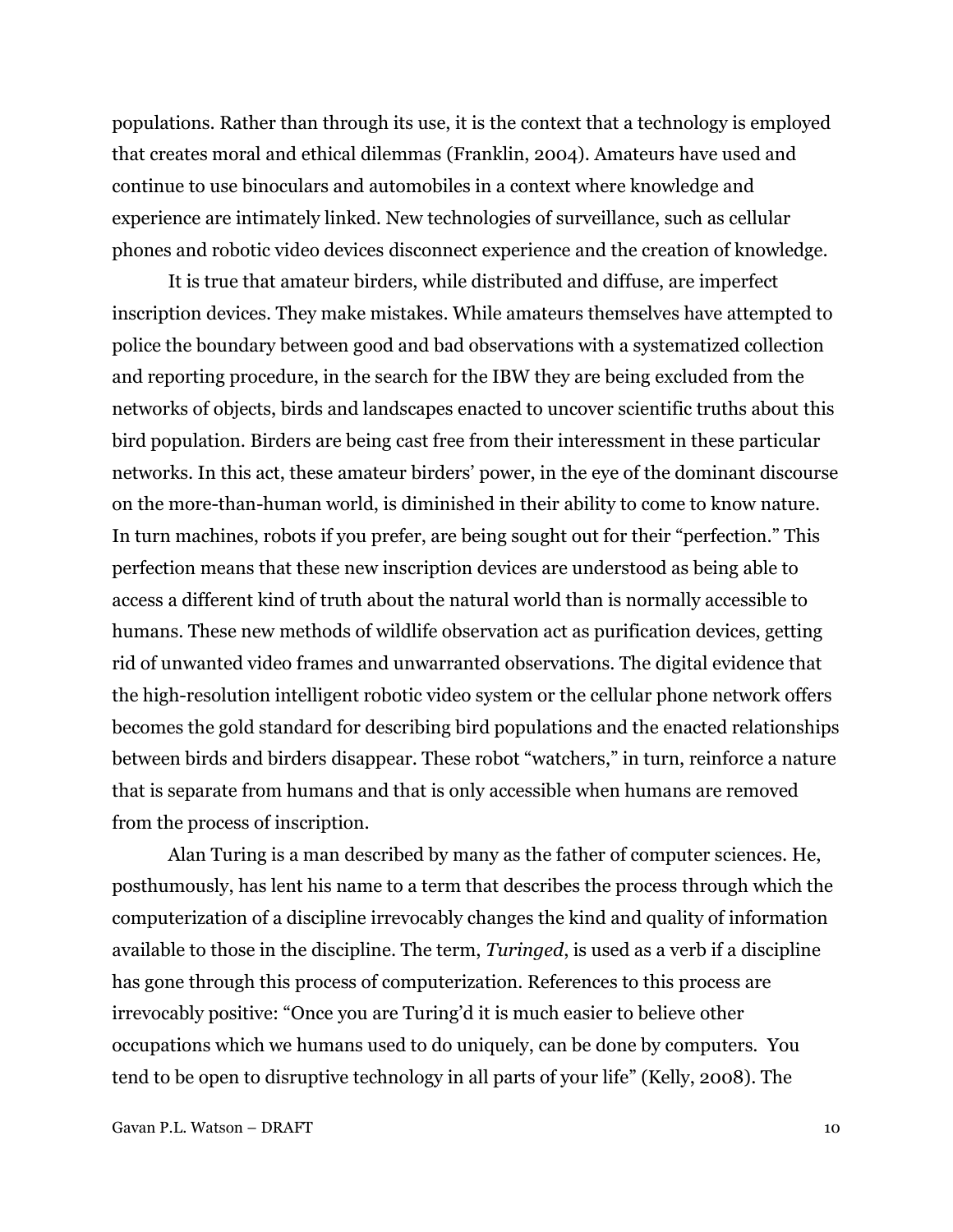populations. Rather than through its use, it is the context that a technology is employed that creates moral and ethical dilemmas (Franklin, 2004). Amateurs have used and continue to use binoculars and automobiles in a context where knowledge and experience are intimately linked. New technologies of surveillance, such as cellular phones and robotic video devices disconnect experience and the creation of knowledge.

It is true that amateur birders, while distributed and diffuse, are imperfect inscription devices. They make mistakes. While amateurs themselves have attempted to police the boundary between good and bad observations with a systematized collection and reporting procedure, in the search for the IBW they are being excluded from the networks of objects, birds and landscapes enacted to uncover scientific truths about this bird population. Birders are being cast free from their interessment in these particular networks. In this act, these amateur birders' power, in the eye of the dominant discourse on the more-than-human world, is diminished in their ability to come to know nature. In turn machines, robots if you prefer, are being sought out for their "perfection." This perfection means that these new inscription devices are understood as being able to access a different kind of truth about the natural world than is normally accessible to humans. These new methods of wildlife observation act as purification devices, getting rid of unwanted video frames and unwarranted observations. The digital evidence that the high-resolution intelligent robotic video system or the cellular phone network offers becomes the gold standard for describing bird populations and the enacted relationships between birds and birders disappear. These robot "watchers," in turn, reinforce a nature that is separate from humans and that is only accessible when humans are removed from the process of inscription.

Alan Turing is a man described by many as the father of computer sciences. He, posthumously, has lent his name to a term that describes the process through which the computerization of a discipline irrevocably changes the kind and quality of information available to those in the discipline. The term, *Turinged*, is used as a verb if a discipline has gone through this process of computerization. References to this process are irrevocably positive: "Once you are Turing'd it is much easier to believe other occupations which we humans used to do uniquely, can be done by computers. You tend to be open to disruptive technology in all parts of your life" (Kelly, 2008). The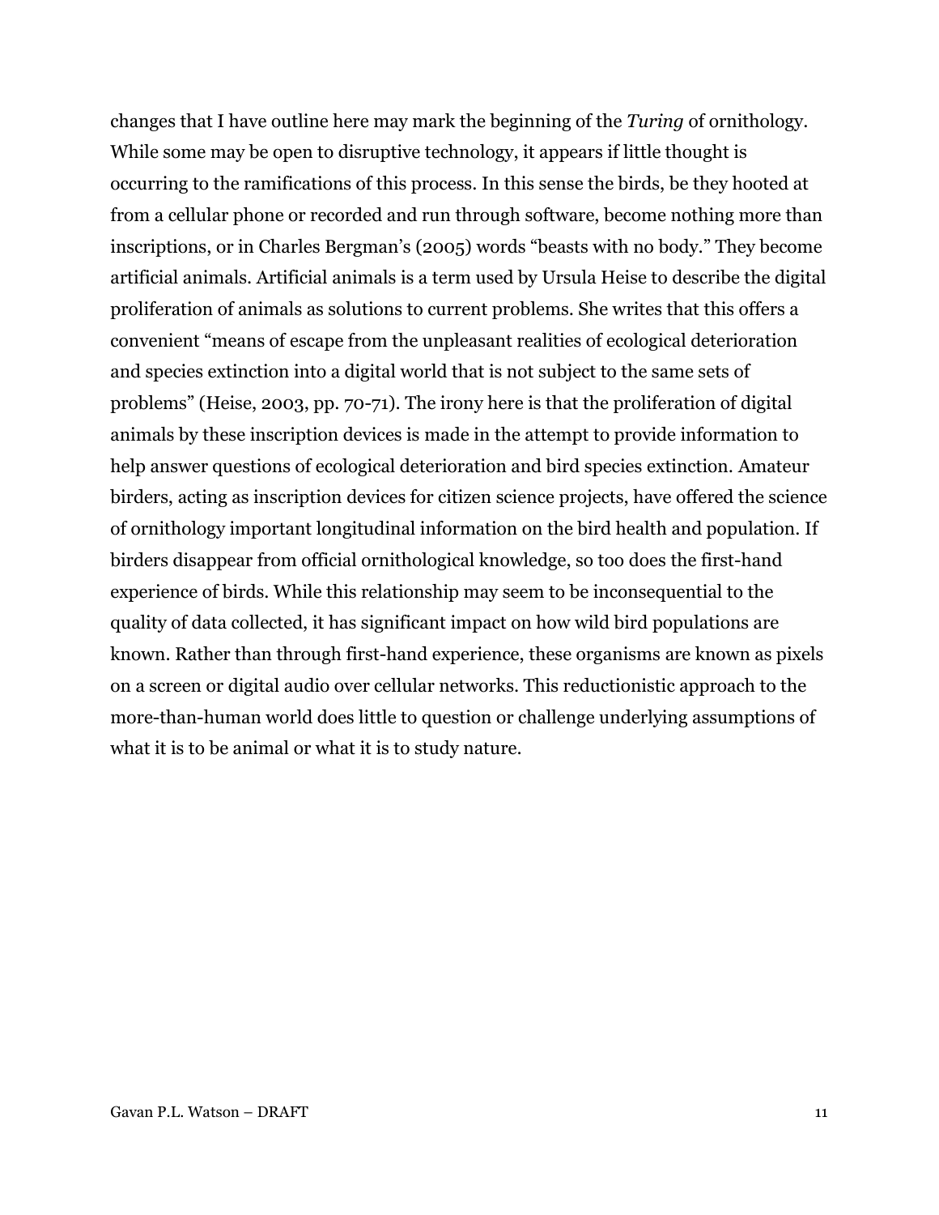changes that I have outline here may mark the beginning of the *Turing* of ornithology. While some may be open to disruptive technology, it appears if little thought is occurring to the ramifications of this process. In this sense the birds, be they hooted at from a cellular phone or recorded and run through software, become nothing more than inscriptions, or in Charles Bergman's (2005) words "beasts with no body." They become artificial animals. Artificial animals is a term used by Ursula Heise to describe the digital proliferation of animals as solutions to current problems. She writes that this offers a convenient "means of escape from the unpleasant realities of ecological deterioration and species extinction into a digital world that is not subject to the same sets of problems" (Heise, 2003, pp. 70-71). The irony here is that the proliferation of digital animals by these inscription devices is made in the attempt to provide information to help answer questions of ecological deterioration and bird species extinction. Amateur birders, acting as inscription devices for citizen science projects, have offered the science of ornithology important longitudinal information on the bird health and population. If birders disappear from official ornithological knowledge, so too does the first-hand experience of birds. While this relationship may seem to be inconsequential to the quality of data collected, it has significant impact on how wild bird populations are known. Rather than through first-hand experience, these organisms are known as pixels on a screen or digital audio over cellular networks. This reductionistic approach to the more-than-human world does little to question or challenge underlying assumptions of what it is to be animal or what it is to study nature.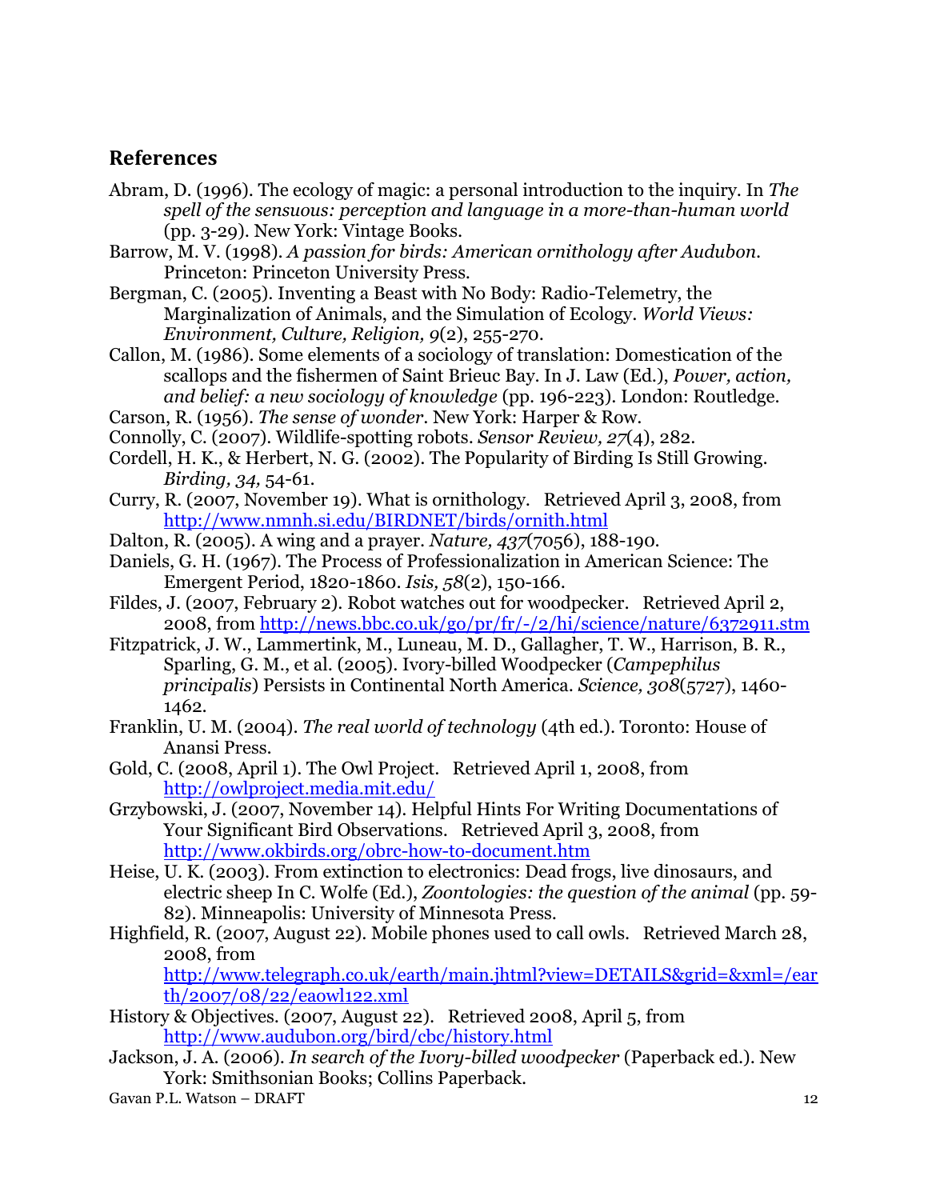## References

Abram, D. (1996). The ecology of magic: a personal introduction to the inquiry. In *The spell of the sensuous: perception and language in a more-than-human world* (pp. 3-29). New York: Vintage Books.

Barrow, M. V. (1998). *A passion for birds: American ornithology after Audubon*. Princeton: Princeton University Press.

Bergman, C. (2005). Inventing a Beast with No Body: Radio-Telemetry, the Marginalization of Animals, and the Simulation of Ecology. *World Views: Environment, Culture, Religion, 9*(2), 255-270.

Callon, M. (1986). Some elements of a sociology of translation: Domestication of the scallops and the fishermen of Saint Brieuc Bay. In J. Law (Ed.), *Power, action, and belief: a new sociology of knowledge* (pp. 196-223). London: Routledge.

Carson, R. (1956). *The sense of wonder*. New York: Harper & Row.

Connolly, C. (2007). Wildlife-spotting robots. *Sensor Review, 27*(4), 282.

Cordell, H. K., & Herbert, N. G. (2002). The Popularity of Birding Is Still Growing. *Birding, 34,* 54-61.

Curry, R. (2007, November 19). What is ornithology. Retrieved April 3, 2008, from http://www.nmnh.si.edu/BIRDNET/birds/ornith.html

Dalton, R. (2005). A wing and a prayer. *Nature, 437*(7056), 188-190.

Daniels, G. H. (1967). The Process of Professionalization in American Science: The Emergent Period, 1820-1860. *Isis, 58*(2), 150-166.

Fildes, J. (2007, February 2). Robot watches out for woodpecker. Retrieved April 2, 2008, from http://news.bbc.co.uk/go/pr/fr/-/2/hi/science/nature/6372911.stm

Fitzpatrick, J. W., Lammertink, M., Luneau, M. D., Gallagher, T. W., Harrison, B. R., Sparling, G. M., et al. (2005). Ivory-billed Woodpecker (*Campephilus principalis*) Persists in Continental North America. *Science, 308*(5727), 1460-1462.

Franklin, U. M. (2004). *The real world of technology* (4th ed.). Toronto: House of Anansi Press.

Gold, C. (2008, April 1). The Owl Project. Retrieved April 1, 2008, from http://owlproject.media.mit.edu/

Grzybowski, J. (2007, November 14). Helpful Hints For Writing Documentations of Your Significant Bird Observations. Retrieved April 3, 2008, from http://www.okbirds.org/obrc-how-to-document.htm

Heise, U. K. (2003). From extinction to electronics: Dead frogs, live dinosaurs, and electric sheep In C. Wolfe (Ed.), *Zoontologies: the question of the animal* (pp. 59-82). Minneapolis: University of Minnesota Press.

Highfield, R. (2007, August 22). Mobile phones used to call owls. Retrieved March 28, 2008, from http://www.telegraph.co.uk/earth/main.jhtml?view=DETAILS&grid=&xml=/earth/2007/08/22/eaowl122.xml

History & Objectives. (2007, August 22). Retrieved 2008, April 5, from http://www.audubon.org/bird/cbc/history.html

Jackson, J. A. (2006). *In search of the Ivory-billed woodpecker* (Paperback ed.). New York: Smithsonian Books; Collins Paperback.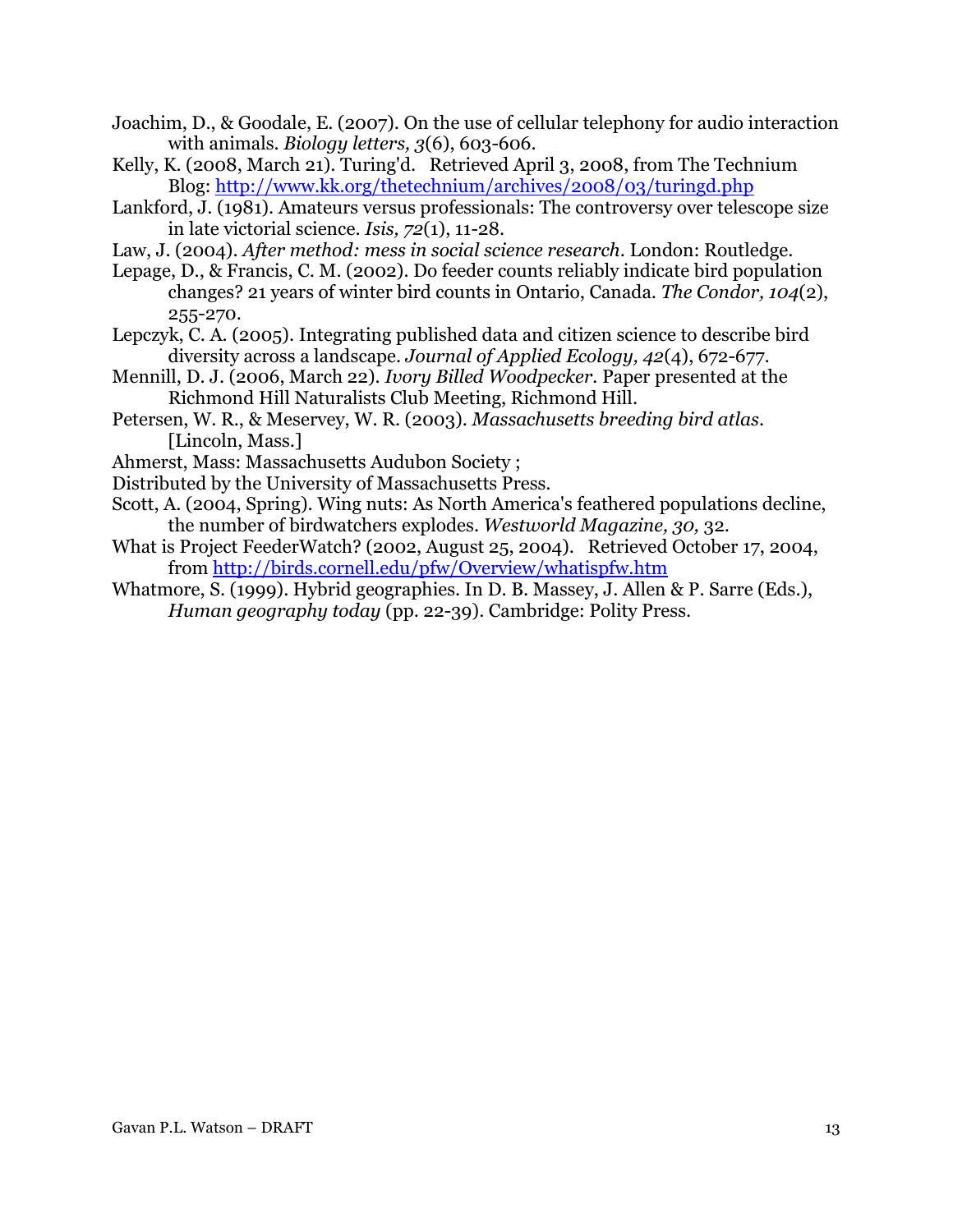Joachim, D., & Goodale, E. (2007). On the use of cellular telephony for audio interaction with animals. *Biology letters, 3*(6), 603-606.

Kelly, K. (2008, March 21). Turing'd. Retrieved April 3, 2008, from The Technium Blog: http://www.kk.org/thetechnium/archives/2008/03/turingd.php

Lankford, J. (1981). Amateurs versus professionals: The controversy over telescope size in late victorial science. *Isis, 72*(1), 11-28.

Law, J. (2004). *After method: mess in social science research*. London: Routledge.

Lepage, D., & Francis, C. M. (2002). Do feeder counts reliably indicate bird population changes? 21 years of winter bird counts in Ontario, Canada. *The Condor, 104*(2), 255-270.

Lepczyk, C. A. (2005). Integrating published data and citizen science to describe bird diversity across a landscape. *Journal of Applied Ecology, 42*(4), 672-677.

Mennill, D. J. (2006, March 22). *Ivory Billed Woodpecker*. Paper presented at the Richmond Hill Naturalists Club Meeting, Richmond Hill.

Petersen, W. R., & Meservey, W. R. (2003). *Massachusetts breeding bird atlas*. [Lincoln, Mass.]

Ahmerst, Mass: Massachusetts Audubon Society ;

Distributed by the University of Massachusetts Press.

Scott, A. (2004, Spring). Wing nuts: As North America's feathered populations decline, the number of birdwatchers explodes. *Westworld Magazine, 30,* 32.

What is Project FeederWatch? (2002, August 25, 2004). Retrieved October 17, 2004, from http://birds.cornell.edu/pfw/Overview/whatispfw.htm

Whatmore, S. (1999). Hybrid geographies. In D. B. Massey, J. Allen & P. Sarre (Eds.), *Human geography today* (pp. 22-39). Cambridge: Polity Press.